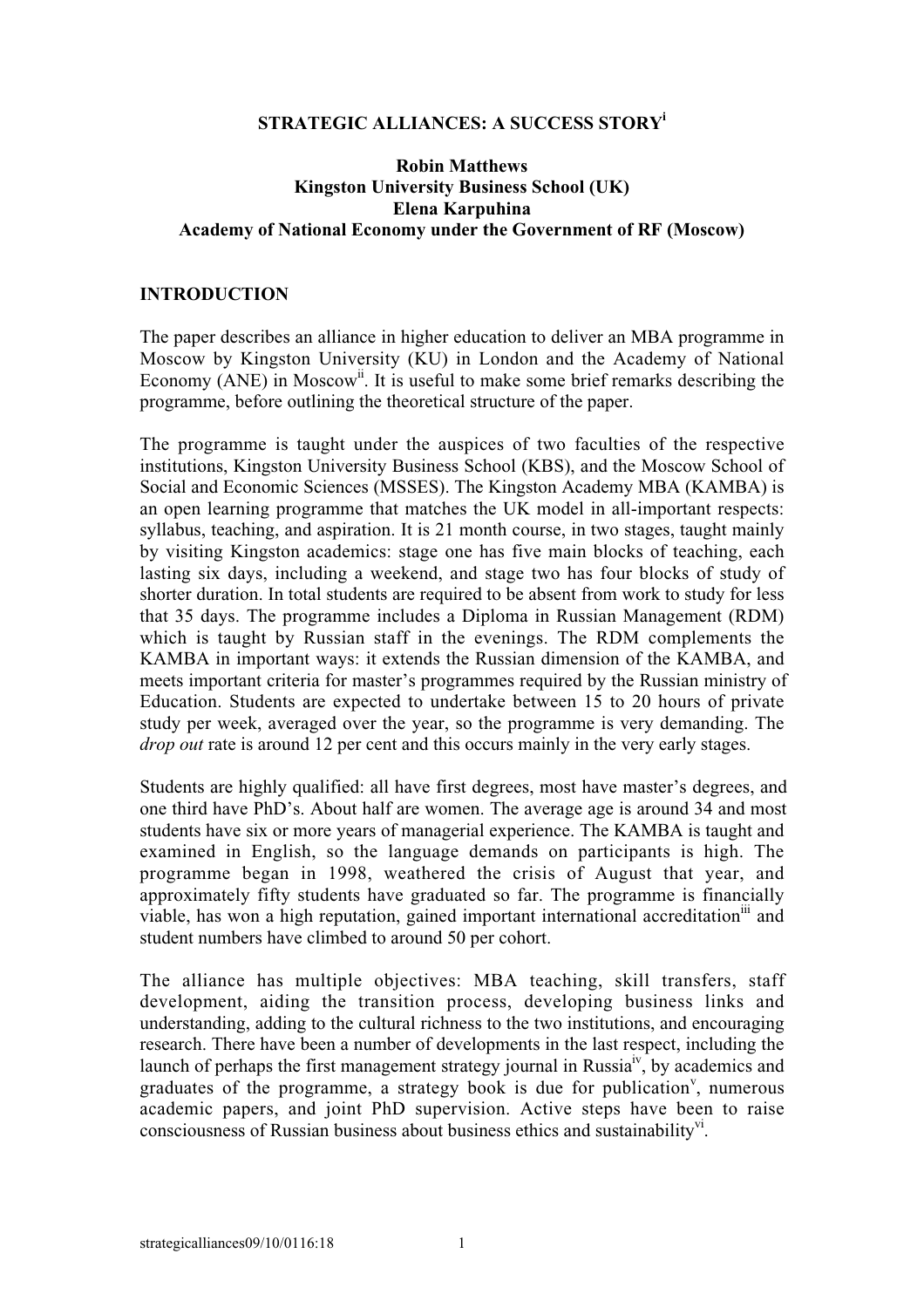# STRATEGIC ALLIANCES: A SUCCESS STORY[i]

**Robin Matthews**
**Kingston University Business School (UK)**
**Elena Karpuhina**
**Academy of National Economy under the Government of RF (Moscow)**

## INTRODUCTION

The paper describes an alliance in higher education to deliver an MBA programme in Moscow by Kingston University (KU) in London and the Academy of National Economy (ANE) in Moscow[ii]. It is useful to make some brief remarks describing the programme, before outlining the theoretical structure of the paper.

The programme is taught under the auspices of two faculties of the respective institutions, Kingston University Business School (KBS), and the Moscow School of Social and Economic Sciences (MSSES). The Kingston Academy MBA (KAMBA) is an open learning programme that matches the UK model in all-important respects: syllabus, teaching, and aspiration. It is 21 month course, in two stages, taught mainly by visiting Kingston academics: stage one has five main blocks of teaching, each lasting six days, including a weekend, and stage two has four blocks of study of shorter duration. In total students are required to be absent from work to study for less that 35 days. The programme includes a Diploma in Russian Management (RDM) which is taught by Russian staff in the evenings. The RDM complements the KAMBA in important ways: it extends the Russian dimension of the KAMBA, and meets important criteria for master's programmes required by the Russian ministry of Education. Students are expected to undertake between 15 to 20 hours of private study per week, averaged over the year, so the programme is very demanding. The *drop out* rate is around 12 per cent and this occurs mainly in the very early stages.

Students are highly qualified: all have first degrees, most have master's degrees, and one third have PhD's. About half are women. The average age is around 34 and most students have six or more years of managerial experience. The KAMBA is taught and examined in English, so the language demands on participants is high. The programme began in 1998, weathered the crisis of August that year, and approximately fifty students have graduated so far. The programme is financially viable, has won a high reputation, gained important international accreditation[iii] and student numbers have climbed to around 50 per cohort.

The alliance has multiple objectives: MBA teaching, skill transfers, staff development, aiding the transition process, developing business links and understanding, adding to the cultural richness to the two institutions, and encouraging research. There have been a number of developments in the last respect, including the launch of perhaps the first management strategy journal in Russia[iv], by academics and graduates of the programme, a strategy book is due for publication[v], numerous academic papers, and joint PhD supervision. Active steps have been to raise consciousness of Russian business about business ethics and sustainability[vi].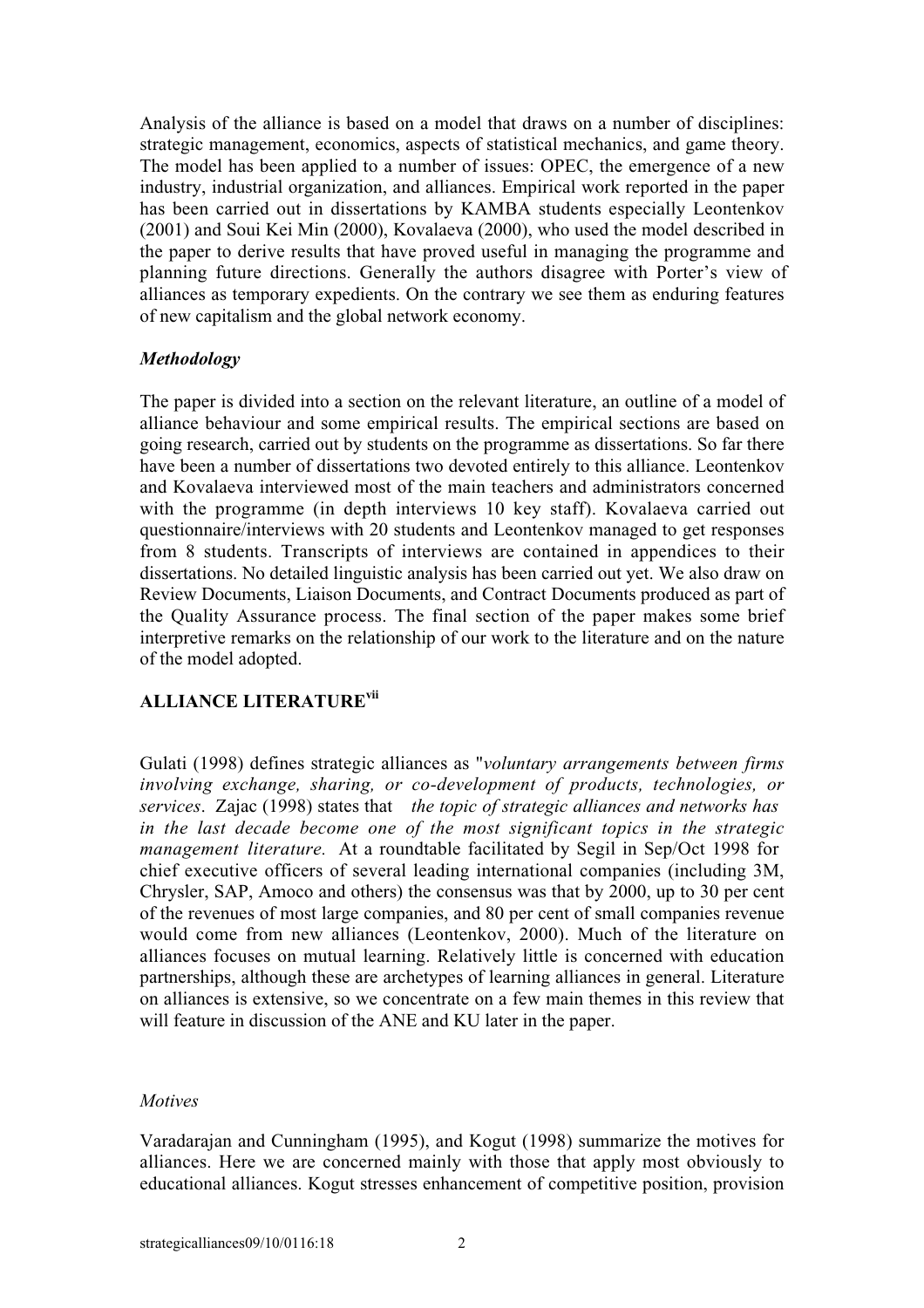Analysis of the alliance is based on a model that draws on a number of disciplines: strategic management, economics, aspects of statistical mechanics, and game theory. The model has been applied to a number of issues: OPEC, the emergence of a new industry, industrial organization, and alliances. Empirical work reported in the paper has been carried out in dissertations by KAMBA students especially Leontenkov (2001) and Soui Kei Min (2000), Kovalaeva (2000), who used the model described in the paper to derive results that have proved useful in managing the programme and planning future directions. Generally the authors disagree with Porter's view of alliances as temporary expedients. On the contrary we see them as enduring features of new capitalism and the global network economy.

### *Methodology*

The paper is divided into a section on the relevant literature, an outline of a model of alliance behaviour and some empirical results. The empirical sections are based on going research, carried out by students on the programme as dissertations. So far there have been a number of dissertations two devoted entirely to this alliance. Leontenkov and Kovalaeva interviewed most of the main teachers and administrators concerned with the programme (in depth interviews 10 key staff). Kovalaeva carried out questionnaire/interviews with 20 students and Leontenkov managed to get responses from 8 students. Transcripts of interviews are contained in appendices to their dissertations. No detailed linguistic analysis has been carried out yet. We also draw on Review Documents, Liaison Documents, and Contract Documents produced as part of the Quality Assurance process. The final section of the paper makes some brief interpretive remarks on the relationship of our work to the literature and on the nature of the model adopted.

## ALLIANCE LITERATURE[vii]

Gulati (1998) defines strategic alliances as "*voluntary arrangements between firms involving exchange, sharing, or co-development of products, technologies, or services*. Zajac (1998) states that *the topic of strategic alliances and networks has in the last decade become one of the most significant topics in the strategic management literature.* At a roundtable facilitated by Segil in Sep/Oct 1998 for chief executive officers of several leading international companies (including 3M, Chrysler, SAP, Amoco and others) the consensus was that by 2000, up to 30 per cent of the revenues of most large companies, and 80 per cent of small companies revenue would come from new alliances (Leontenkov, 2000). Much of the literature on alliances focuses on mutual learning. Relatively little is concerned with education partnerships, although these are archetypes of learning alliances in general. Literature on alliances is extensive, so we concentrate on a few main themes in this review that will feature in discussion of the ANE and KU later in the paper.

### *Motives*

Varadarajan and Cunningham (1995), and Kogut (1998) summarize the motives for alliances. Here we are concerned mainly with those that apply most obviously to educational alliances. Kogut stresses enhancement of competitive position, provision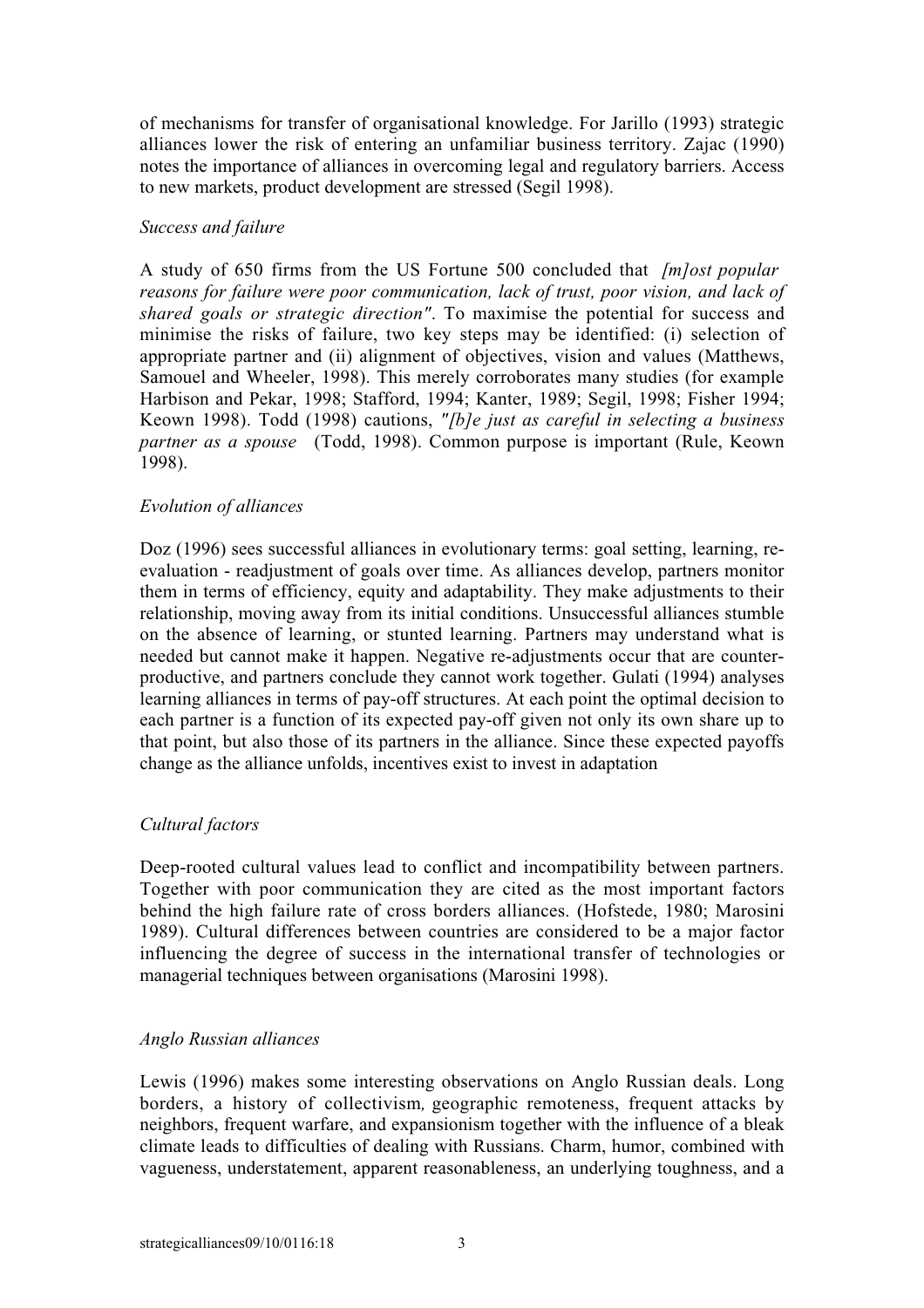of mechanisms for transfer of organisational knowledge. For Jarillo (1993) strategic alliances lower the risk of entering an unfamiliar business territory. Zajac (1990) notes the importance of alliances in overcoming legal and regulatory barriers. Access to new markets, product development are stressed (Segil 1998).

*Success and failure*

A study of 650 firms from the US Fortune 500 concluded that *[m]ost popular reasons for failure were poor communication, lack of trust, poor vision, and lack of shared goals or strategic direction"*. To maximise the potential for success and minimise the risks of failure, two key steps may be identified: (i) selection of appropriate partner and (ii) alignment of objectives, vision and values (Matthews, Samouel and Wheeler, 1998). This merely corroborates many studies (for example Harbison and Pekar, 1998; Stafford, 1994; Kanter, 1989; Segil, 1998; Fisher 1994; Keown 1998). Todd (1998) cautions, *"[b]e just as careful in selecting a business partner as a spouse* (Todd, 1998). Common purpose is important (Rule, Keown 1998).

*Evolution of alliances*

Doz (1996) sees successful alliances in evolutionary terms: goal setting, learning, re-evaluation - readjustment of goals over time. As alliances develop, partners monitor them in terms of efficiency, equity and adaptability. They make adjustments to their relationship, moving away from its initial conditions. Unsuccessful alliances stumble on the absence of learning, or stunted learning. Partners may understand what is needed but cannot make it happen. Negative re-adjustments occur that are counter-productive, and partners conclude they cannot work together. Gulati (1994) analyses learning alliances in terms of pay-off structures. At each point the optimal decision to each partner is a function of its expected pay-off given not only its own share up to that point, but also those of its partners in the alliance. Since these expected payoffs change as the alliance unfolds, incentives exist to invest in adaptation

*Cultural factors*

Deep-rooted cultural values lead to conflict and incompatibility between partners. Together with poor communication they are cited as the most important factors behind the high failure rate of cross borders alliances. (Hofstede, 1980; Marosini 1989). Cultural differences between countries are considered to be a major factor influencing the degree of success in the international transfer of technologies or managerial techniques between organisations (Marosini 1998).

*Anglo Russian alliances*

Lewis (1996) makes some interesting observations on Anglo Russian deals. Long borders, a history of collectivism*,* geographic remoteness, frequent attacks by neighbors, frequent warfare, and expansionism together with the influence of a bleak climate leads to difficulties of dealing with Russians. Charm, humor, combined with vagueness, understatement, apparent reasonableness, an underlying toughness, and a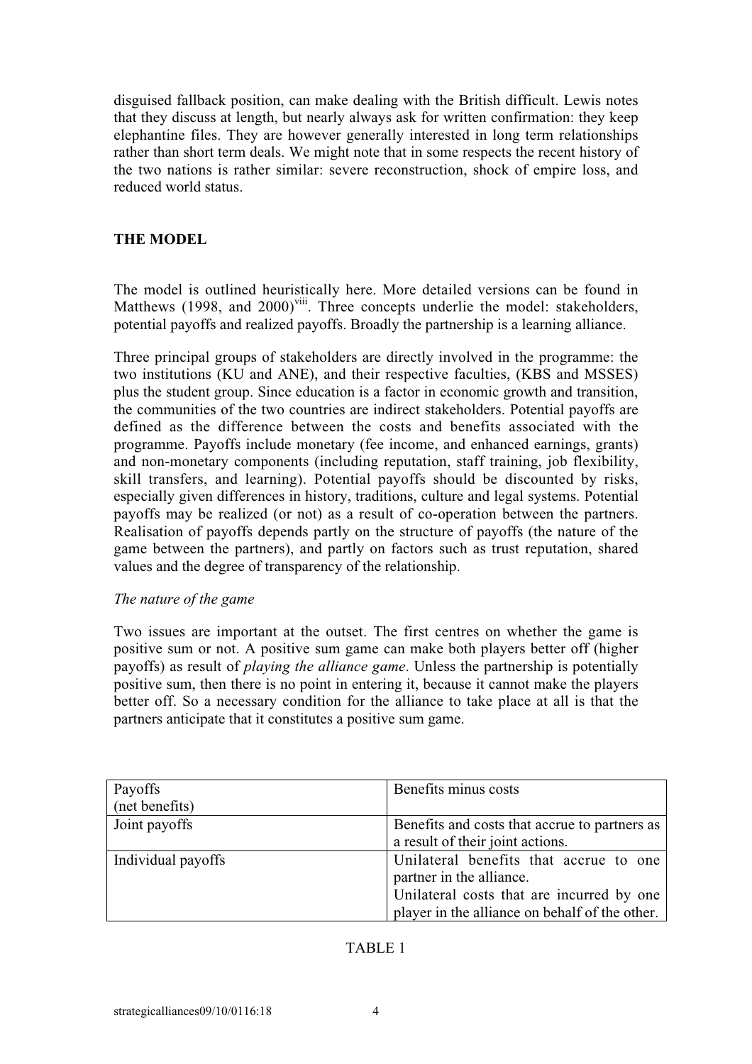disguised fallback position, can make dealing with the British difficult. Lewis notes that they discuss at length, but nearly always ask for written confirmation: they keep elephantine files. They are however generally interested in long term relationships rather than short term deals. We might note that in some respects the recent history of the two nations is rather similar: severe reconstruction, shock of empire loss, and reduced world status.

## THE MODEL

The model is outlined heuristically here. More detailed versions can be found in Matthews (1998, and 2000)[viii]. Three concepts underlie the model: stakeholders, potential payoffs and realized payoffs. Broadly the partnership is a learning alliance.

Three principal groups of stakeholders are directly involved in the programme: the two institutions (KU and ANE), and their respective faculties, (KBS and MSSES) plus the student group. Since education is a factor in economic growth and transition, the communities of the two countries are indirect stakeholders. Potential payoffs are defined as the difference between the costs and benefits associated with the programme. Payoffs include monetary (fee income, and enhanced earnings, grants) and non-monetary components (including reputation, staff training, job flexibility, skill transfers, and learning). Potential payoffs should be discounted by risks, especially given differences in history, traditions, culture and legal systems. Potential payoffs may be realized (or not) as a result of co-operation between the partners. Realisation of payoffs depends partly on the structure of payoffs (the nature of the game between the partners), and partly on factors such as trust reputation, shared values and the degree of transparency of the relationship.

*The nature of the game*

Two issues are important at the outset. The first centres on whether the game is positive sum or not. A positive sum game can make both players better off (higher payoffs) as result of *playing the alliance game*. Unless the partnership is potentially positive sum, then there is no point in entering it, because it cannot make the players better off. So a necessary condition for the alliance to take place at all is that the partners anticipate that it constitutes a positive sum game.

| Payoffs (net benefits) | Benefits minus costs |
|---|---|
| Joint payoffs | Benefits and costs that accrue to partners as a result of their joint actions. |
| Individual payoffs | Unilateral benefits that accrue to one partner in the alliance. Unilateral costs that are incurred by one player in the alliance on behalf of the other. |

TABLE 1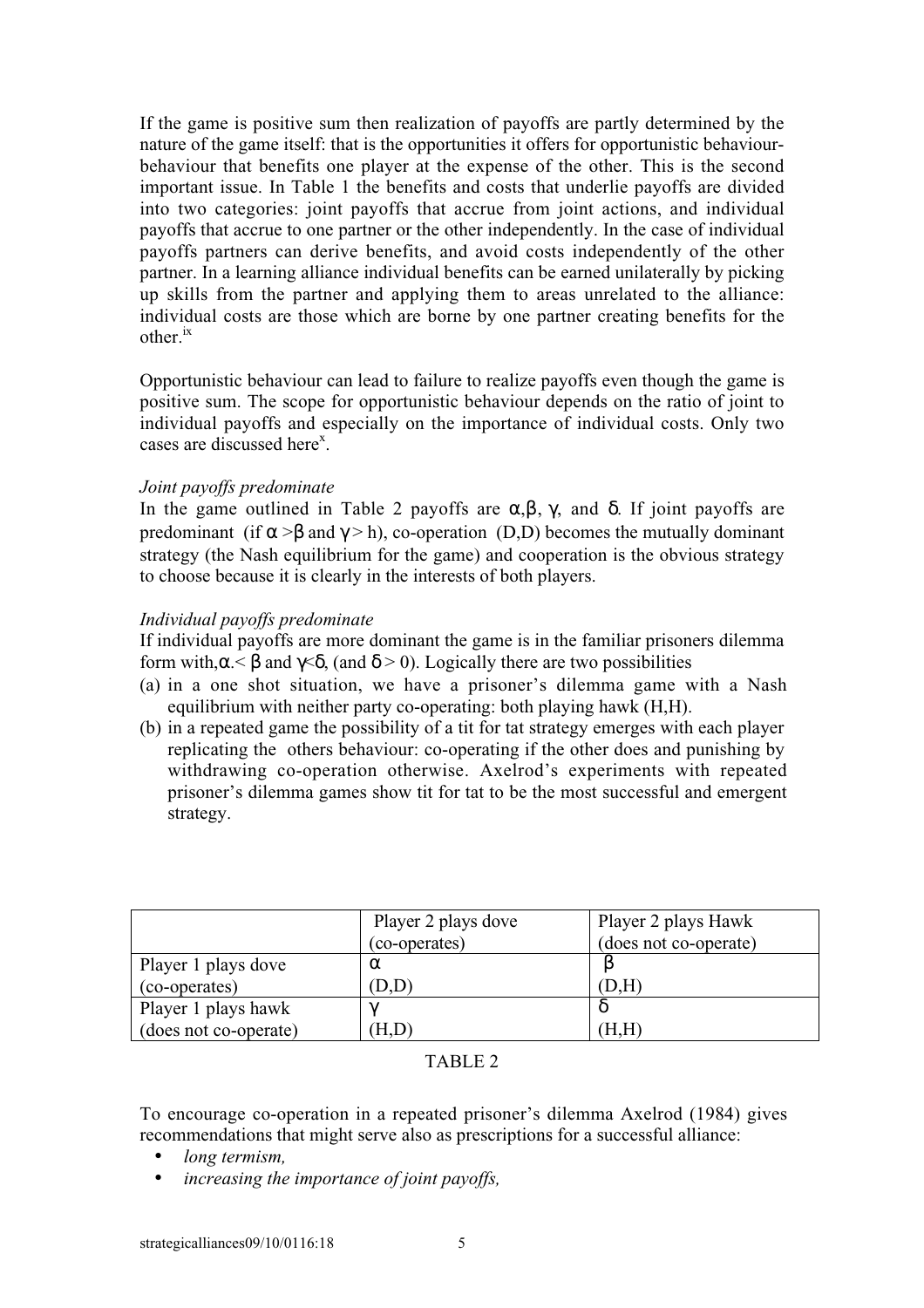If the game is positive sum then realization of payoffs are partly determined by the nature of the game itself: that is the opportunities it offers for opportunistic behaviour-behaviour that benefits one player at the expense of the other. This is the second important issue. In Table 1 the benefits and costs that underlie payoffs are divided into two categories: joint payoffs that accrue from joint actions, and individual payoffs that accrue to one partner or the other independently. In the case of individual payoffs partners can derive benefits, and avoid costs independently of the other partner. In a learning alliance individual benefits can be earned unilaterally by picking up skills from the partner and applying them to areas unrelated to the alliance: individual costs are those which are borne by one partner creating benefits for the other.[ix]

Opportunistic behaviour can lead to failure to realize payoffs even though the game is positive sum. The scope for opportunistic behaviour depends on the ratio of joint to individual payoffs and especially on the importance of individual costs. Only two cases are discussed here[x].

*Joint payoffs predominate*

In the game outlined in Table 2 payoffs are $\alpha$, $\beta$, $\gamma$, and $\delta$. If joint payoffs are predominant (if $\alpha > \beta$ and $\gamma > h$), co-operation (D,D) becomes the mutually dominant strategy (the Nash equilibrium for the game) and cooperation is the obvious strategy to choose because it is clearly in the interests of both players.

*Individual payoffs predominate*

If individual payoffs are more dominant the game is in the familiar prisoners dilemma form with, $\alpha < \beta$ and $\gamma < \delta$, (and $\delta > 0$). Logically there are two possibilities

(a) in a one shot situation, we have a prisoner's dilemma game with a Nash equilibrium with neither party co-operating: both playing hawk (H,H).
(b) in a repeated game the possibility of a tit for tat strategy emerges with each player replicating the others behaviour: co-operating if the other does and punishing by withdrawing co-operation otherwise. Axelrod's experiments with repeated prisoner's dilemma games show tit for tat to be the most successful and emergent strategy.

| | Player 2 plays dove (co-operates) | Player 2 plays Hawk (does not co-operate) |
|---|---|---|
| Player 1 plays dove (co-operates) | $\alpha$ (D,D) | $\beta$ (D,H) |
| Player 1 plays hawk (does not co-operate) | $\gamma$ (H,D) | $\delta$ (H,H) |

TABLE 2

To encourage co-operation in a repeated prisoner's dilemma Axelrod (1984) gives recommendations that might serve also as prescriptions for a successful alliance:

- *long termism,*
- *increasing the importance of joint payoffs,*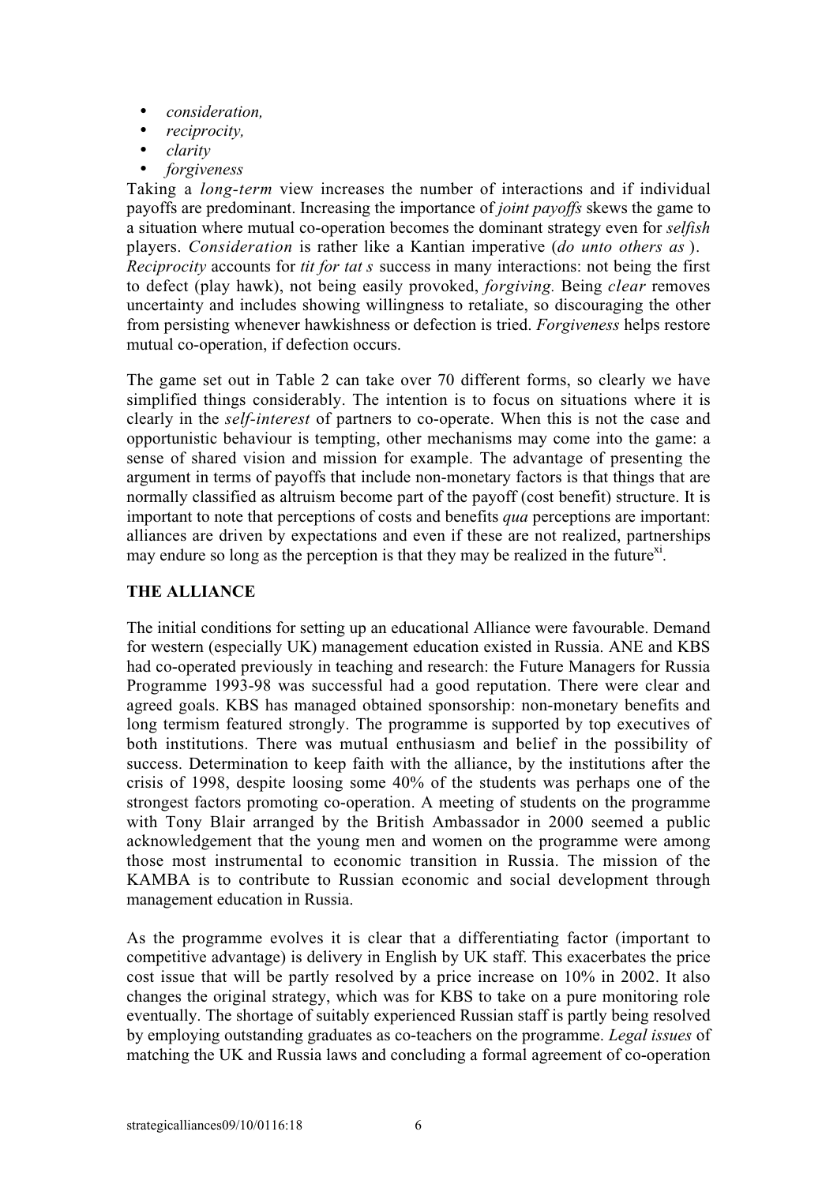- *consideration,*
- *reciprocity,*
- *clarity*
- *forgiveness*

Taking a *long-term* view increases the number of interactions and if individual payoffs are predominant. Increasing the importance of *joint payoffs* skews the game to a situation where mutual co-operation becomes the dominant strategy even for *selfish* players. *Consideration* is rather like a Kantian imperative (*do unto others as* ). *Reciprocity* accounts for *tit for tat s* success in many interactions: not being the first to defect (play hawk), not being easily provoked, *forgiving.* Being *clear* removes uncertainty and includes showing willingness to retaliate, so discouraging the other from persisting whenever hawkishness or defection is tried. *Forgiveness* helps restore mutual co-operation, if defection occurs.

The game set out in Table 2 can take over 70 different forms, so clearly we have simplified things considerably. The intention is to focus on situations where it is clearly in the *self-interest* of partners to co-operate. When this is not the case and opportunistic behaviour is tempting, other mechanisms may come into the game: a sense of shared vision and mission for example. The advantage of presenting the argument in terms of payoffs that include non-monetary factors is that things that are normally classified as altruism become part of the payoff (cost benefit) structure. It is important to note that perceptions of costs and benefits *qua* perceptions are important: alliances are driven by expectations and even if these are not realized, partnerships may endure so long as the perception is that they may be realized in the future[xi].

**THE ALLIANCE**

The initial conditions for setting up an educational Alliance were favourable. Demand for western (especially UK) management education existed in Russia. ANE and KBS had co-operated previously in teaching and research: the Future Managers for Russia Programme 1993-98 was successful had a good reputation. There were clear and agreed goals. KBS has managed obtained sponsorship: non-monetary benefits and long termism featured strongly. The programme is supported by top executives of both institutions. There was mutual enthusiasm and belief in the possibility of success. Determination to keep faith with the alliance, by the institutions after the crisis of 1998, despite loosing some 40% of the students was perhaps one of the strongest factors promoting co-operation. A meeting of students on the programme with Tony Blair arranged by the British Ambassador in 2000 seemed a public acknowledgement that the young men and women on the programme were among those most instrumental to economic transition in Russia. The mission of the KAMBA is to contribute to Russian economic and social development through management education in Russia.

As the programme evolves it is clear that a differentiating factor (important to competitive advantage) is delivery in English by UK staff. This exacerbates the price cost issue that will be partly resolved by a price increase on 10% in 2002. It also changes the original strategy, which was for KBS to take on a pure monitoring role eventually. The shortage of suitably experienced Russian staff is partly being resolved by employing outstanding graduates as co-teachers on the programme. *Legal issues* of matching the UK and Russia laws and concluding a formal agreement of co-operation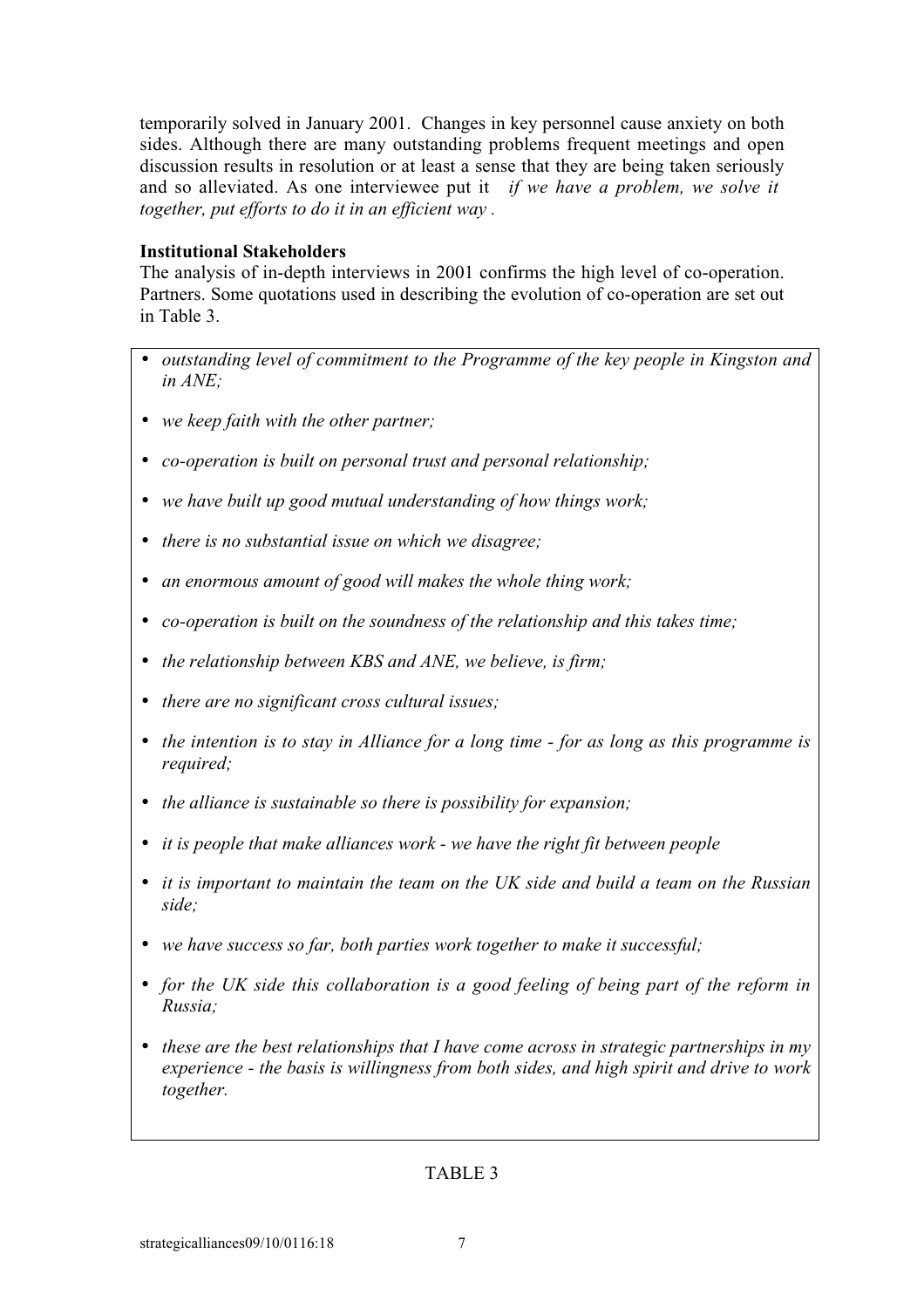temporarily solved in January 2001. Changes in key personnel cause anxiety on both sides. Although there are many outstanding problems frequent meetings and open discussion results in resolution or at least a sense that they are being taken seriously and so alleviated. As one interviewee put it *if we have a problem, we solve it together, put efforts to do it in an efficient way* .

**Institutional Stakeholders**

The analysis of in-depth interviews in 2001 confirms the high level of co-operation. Partners. Some quotations used in describing the evolution of co-operation are set out in Table 3.

- *outstanding level of commitment to the Programme of the key people in Kingston and in ANE;*
- *we keep faith with the other partner;*
- *co-operation is built on personal trust and personal relationship;*
- *we have built up good mutual understanding of how things work;*
- *there is no substantial issue on which we disagree;*
- *an enormous amount of good will makes the whole thing work;*
- *co-operation is built on the soundness of the relationship and this takes time;*
- *the relationship between KBS and ANE, we believe, is firm;*
- *there are no significant cross cultural issues;*
- *the intention is to stay in Alliance for a long time - for as long as this programme is required;*
- *the alliance is sustainable so there is possibility for expansion;*
- *it is people that make alliances work - we have the right fit between people*
- *it is important to maintain the team on the UK side and build a team on the Russian side;*
- *we have success so far, both parties work together to make it successful;*
- *for the UK side this collaboration is a good feeling of being part of the reform in Russia;*
- *these are the best relationships that I have come across in strategic partnerships in my experience - the basis is willingness from both sides, and high spirit and drive to work together.*

TABLE 3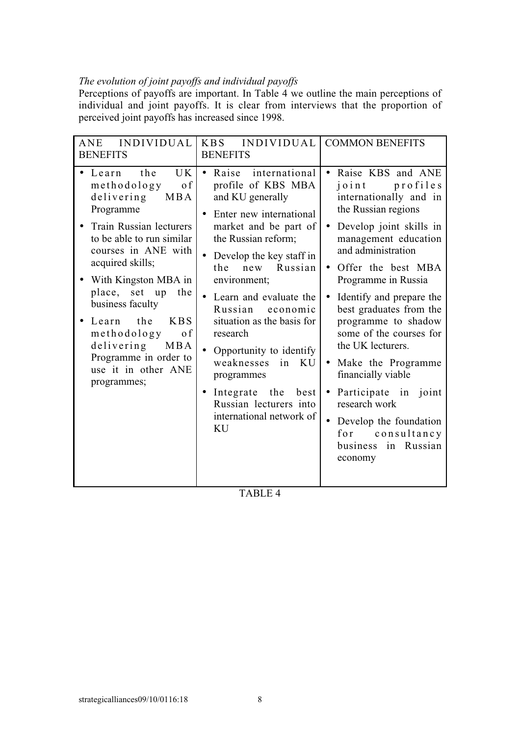*The evolution of joint payoffs and individual payoffs*

Perceptions of payoffs are important. In Table 4 we outline the main perceptions of individual and joint payoffs. It is clear from interviews that the proportion of perceived joint payoffs has increased since 1998.

| ANE INDIVIDUAL BENEFITS | KBS INDIVIDUAL BENEFITS | COMMON BENEFITS |
|---|---|---|
| • Learn the UK methodology of delivering MBA Programme<br>• Train Russian lecturers to be able to run similar courses in ANE with acquired skills;<br>• With Kingston MBA in place, set up the business faculty<br>• Learn the KBS methodology of delivering MBA Programme in order to use it in other ANE programmes; | • Raise international profile of KBS MBA and KU generally<br>• Enter new international market and be part of the Russian reform;<br>• Develop the key staff in the new Russian environment;<br>• Learn and evaluate the Russian economic situation as the basis for research<br>• Opportunity to identify weaknesses in KU programmes<br>• Integrate the best Russian lecturers into international network of KU | • Raise KBS and ANE joint profiles internationally and in the Russian regions<br>• Develop joint skills in management education and administration<br>• Offer the best MBA Programme in Russia<br>• Identify and prepare the best graduates from the programme to shadow some of the courses for the UK lecturers.<br>• Make the Programme financially viable<br>• Participate in joint research work<br>• Develop the foundation for consultancy business in Russian economy |

TABLE 4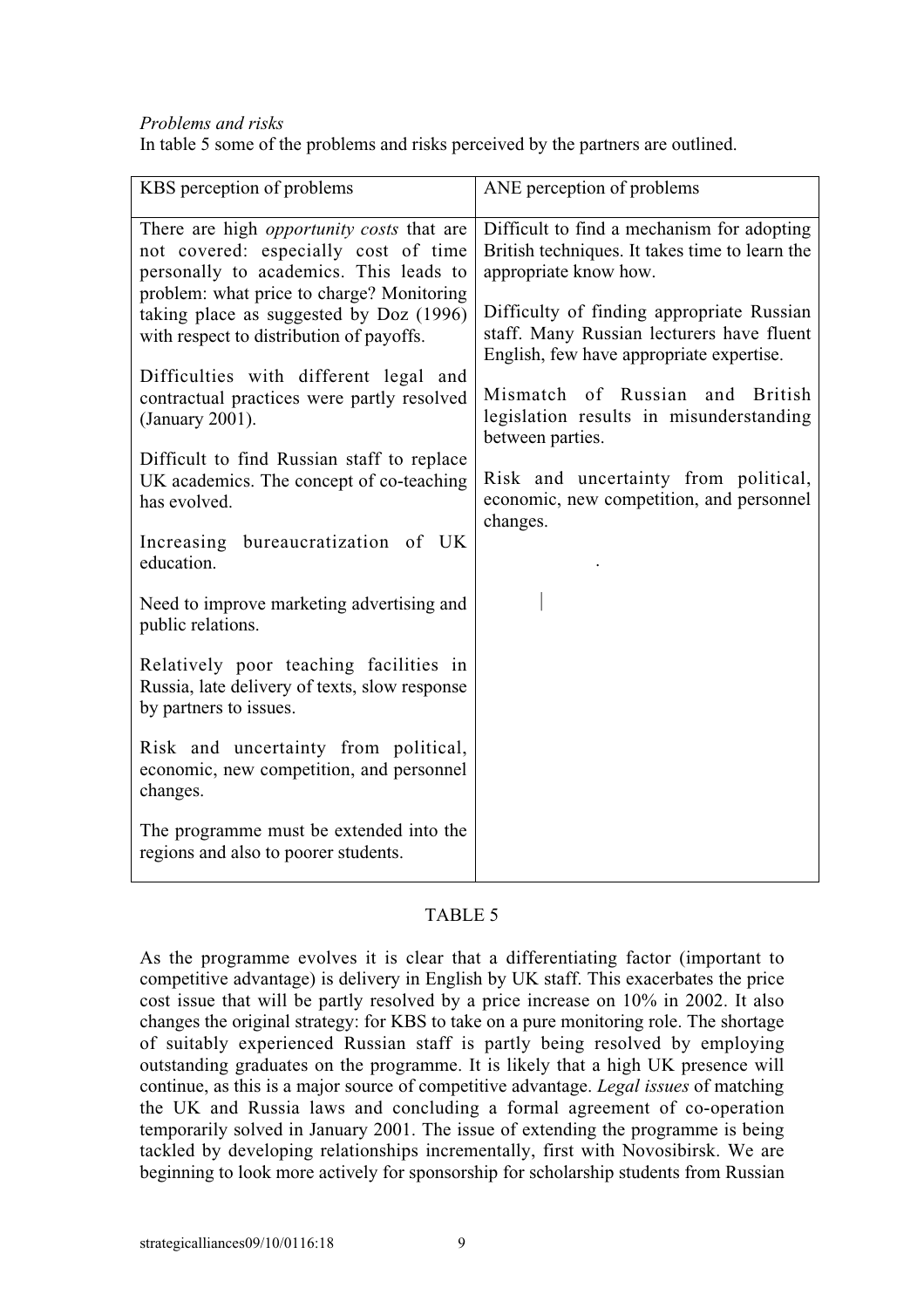*Problems and risks*

In table 5 some of the problems and risks perceived by the partners are outlined.

| KBS perception of problems | ANE perception of problems |
|---|---|
| There are high *opportunity costs* that are not covered: especially cost of time personally to academics. This leads to problem: what price to charge? Monitoring taking place as suggested by Doz (1996) with respect to distribution of payoffs. | Difficult to find a mechanism for adopting British techniques. It takes time to learn the appropriate know how. |
| Difficulties with different legal and contractual practices were partly resolved (January 2001). | Difficulty of finding appropriate Russian staff. Many Russian lecturers have fluent English, few have appropriate expertise. |
| Difficult to find Russian staff to replace UK academics. The concept of co-teaching has evolved. | Mismatch of Russian and British legislation results in misunderstanding between parties. |
| Increasing bureaucratization of UK education. | Risk and uncertainty from political, economic, new competition, and personnel changes. |
| Need to improve marketing advertising and public relations. | |
| Relatively poor teaching facilities in Russia, late delivery of texts, slow response by partners to issues. | |
| Risk and uncertainty from political, economic, new competition, and personnel changes. | |
| The programme must be extended into the regions and also to poorer students. | |

TABLE 5

As the programme evolves it is clear that a differentiating factor (important to competitive advantage) is delivery in English by UK staff. This exacerbates the price cost issue that will be partly resolved by a price increase on 10% in 2002. It also changes the original strategy: for KBS to take on a pure monitoring role. The shortage of suitably experienced Russian staff is partly being resolved by employing outstanding graduates on the programme. It is likely that a high UK presence will continue, as this is a major source of competitive advantage. *Legal issues* of matching the UK and Russia laws and concluding a formal agreement of co-operation temporarily solved in January 2001. The issue of extending the programme is being tackled by developing relationships incrementally, first with Novosibirsk. We are beginning to look more actively for sponsorship for scholarship students from Russian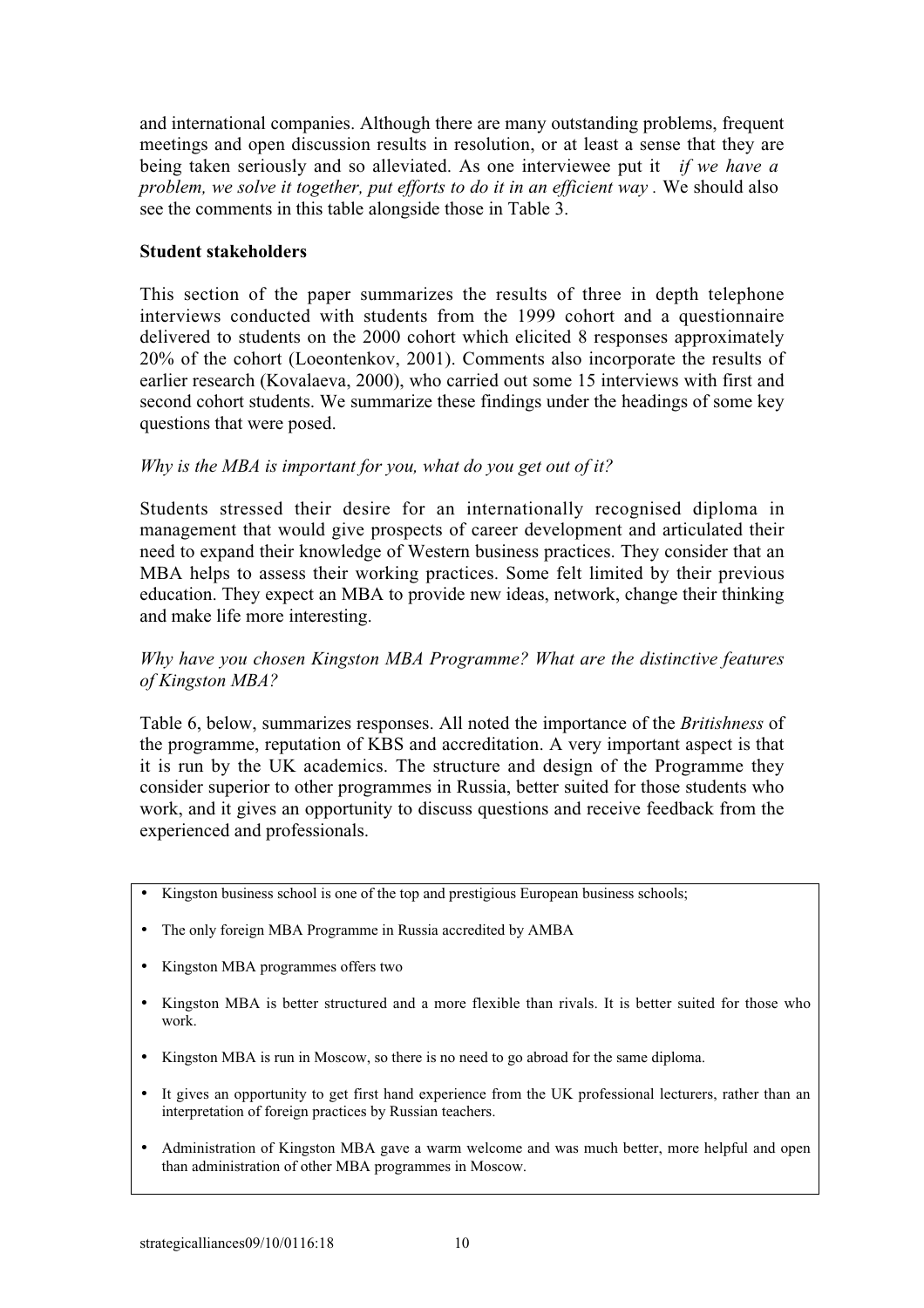and international companies. Although there are many outstanding problems, frequent meetings and open discussion results in resolution, or at least a sense that they are being taken seriously and so alleviated. As one interviewee put it *if we have a problem, we solve it together, put efforts to do it in an efficient way*. We should also see the comments in this table alongside those in Table 3.

**Student stakeholders**

This section of the paper summarizes the results of three in depth telephone interviews conducted with students from the 1999 cohort and a questionnaire delivered to students on the 2000 cohort which elicited 8 responses approximately 20% of the cohort (Loeontenkov, 2001). Comments also incorporate the results of earlier research (Kovalaeva, 2000), who carried out some 15 interviews with first and second cohort students. We summarize these findings under the headings of some key questions that were posed.

*Why is the MBA is important for you, what do you get out of it?*

Students stressed their desire for an internationally recognised diploma in management that would give prospects of career development and articulated their need to expand their knowledge of Western business practices. They consider that an MBA helps to assess their working practices. Some felt limited by their previous education. They expect an MBA to provide new ideas, network, change their thinking and make life more interesting.

*Why have you chosen Kingston MBA Programme? What are the distinctive features of Kingston MBA?*

Table 6, below, summarizes responses. All noted the importance of the *Britishness* of the programme, reputation of KBS and accreditation. A very important aspect is that it is run by the UK academics. The structure and design of the Programme they consider superior to other programmes in Russia, better suited for those students who work, and it gives an opportunity to discuss questions and receive feedback from the experienced and professionals.

- Kingston business school is one of the top and prestigious European business schools;
- The only foreign MBA Programme in Russia accredited by AMBA
- Kingston MBA programmes offers two
- Kingston MBA is better structured and a more flexible than rivals. It is better suited for those who work.
- Kingston MBA is run in Moscow, so there is no need to go abroad for the same diploma.
- It gives an opportunity to get first hand experience from the UK professional lecturers, rather than an interpretation of foreign practices by Russian teachers.
- Administration of Kingston MBA gave a warm welcome and was much better, more helpful and open than administration of other MBA programmes in Moscow.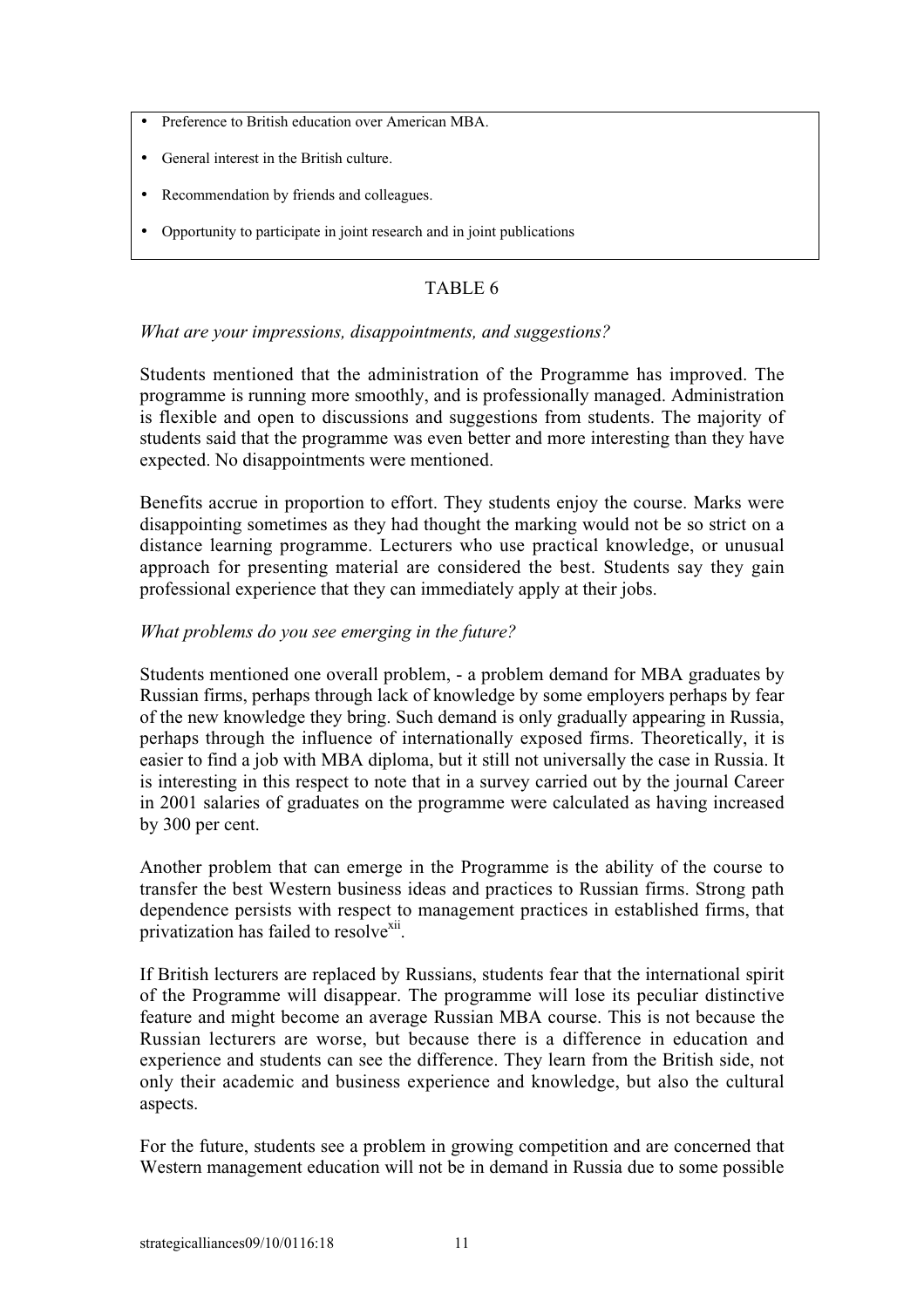- Preference to British education over American MBA.
- General interest in the British culture.
- Recommendation by friends and colleagues.
- Opportunity to participate in joint research and in joint publications

TABLE 6

*What are your impressions, disappointments, and suggestions?*

Students mentioned that the administration of the Programme has improved. The programme is running more smoothly, and is professionally managed. Administration is flexible and open to discussions and suggestions from students. The majority of students said that the programme was even better and more interesting than they have expected. No disappointments were mentioned.

Benefits accrue in proportion to effort. They students enjoy the course. Marks were disappointing sometimes as they had thought the marking would not be so strict on a distance learning programme. Lecturers who use practical knowledge, or unusual approach for presenting material are considered the best. Students say they gain professional experience that they can immediately apply at their jobs.

*What problems do you see emerging in the future?*

Students mentioned one overall problem, - a problem demand for MBA graduates by Russian firms, perhaps through lack of knowledge by some employers perhaps by fear of the new knowledge they bring. Such demand is only gradually appearing in Russia, perhaps through the influence of internationally exposed firms. Theoretically, it is easier to find a job with MBA diploma, but it still not universally the case in Russia. It is interesting in this respect to note that in a survey carried out by the journal Career in 2001 salaries of graduates on the programme were calculated as having increased by 300 per cent.

Another problem that can emerge in the Programme is the ability of the course to transfer the best Western business ideas and practices to Russian firms. Strong path dependence persists with respect to management practices in established firms, that privatization has failed to resolve[xii].

If British lecturers are replaced by Russians, students fear that the international spirit of the Programme will disappear. The programme will lose its peculiar distinctive feature and might become an average Russian MBA course. This is not because the Russian lecturers are worse, but because there is a difference in education and experience and students can see the difference. They learn from the British side, not only their academic and business experience and knowledge, but also the cultural aspects.

For the future, students see a problem in growing competition and are concerned that Western management education will not be in demand in Russia due to some possible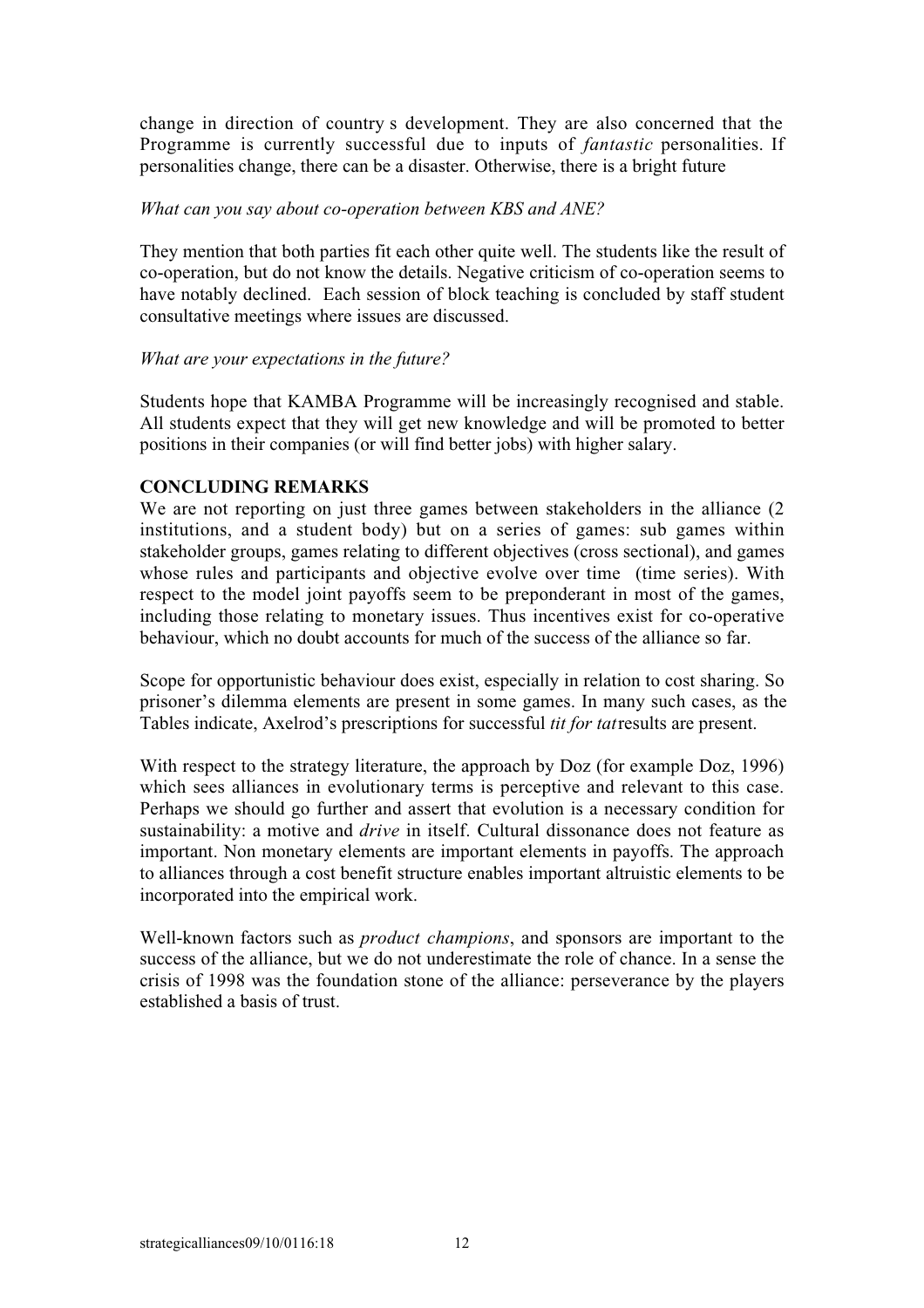change in direction of country s development. They are also concerned that the Programme is currently successful due to inputs of *fantastic* personalities. If personalities change, there can be a disaster. Otherwise, there is a bright future

*What can you say about co-operation between KBS and ANE?*

They mention that both parties fit each other quite well. The students like the result of co-operation, but do not know the details. Negative criticism of co-operation seems to have notably declined. Each session of block teaching is concluded by staff student consultative meetings where issues are discussed.

*What are your expectations in the future?*

Students hope that KAMBA Programme will be increasingly recognised and stable. All students expect that they will get new knowledge and will be promoted to better positions in their companies (or will find better jobs) with higher salary.

## CONCLUDING REMARKS

We are not reporting on just three games between stakeholders in the alliance (2 institutions, and a student body) but on a series of games: sub games within stakeholder groups, games relating to different objectives (cross sectional), and games whose rules and participants and objective evolve over time (time series). With respect to the model joint payoffs seem to be preponderant in most of the games, including those relating to monetary issues. Thus incentives exist for co-operative behaviour, which no doubt accounts for much of the success of the alliance so far.

Scope for opportunistic behaviour does exist, especially in relation to cost sharing. So prisoner's dilemma elements are present in some games. In many such cases, as the Tables indicate, Axelrod's prescriptions for successful *tit for tat* results are present.

With respect to the strategy literature, the approach by Doz (for example Doz, 1996) which sees alliances in evolutionary terms is perceptive and relevant to this case. Perhaps we should go further and assert that evolution is a necessary condition for sustainability: a motive and *drive* in itself. Cultural dissonance does not feature as important. Non monetary elements are important elements in payoffs. The approach to alliances through a cost benefit structure enables important altruistic elements to be incorporated into the empirical work.

Well-known factors such as *product champions*, and sponsors are important to the success of the alliance, but we do not underestimate the role of chance. In a sense the crisis of 1998 was the foundation stone of the alliance: perseverance by the players established a basis of trust.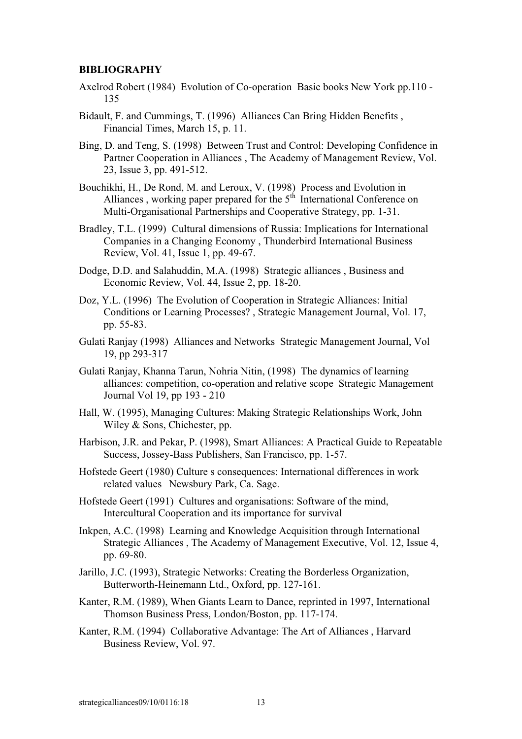**BIBLIOGRAPHY**

Axelrod Robert (1984) Evolution of Co-operation Basic books New York pp.110 - 135

Bidault, F. and Cummings, T. (1996) Alliances Can Bring Hidden Benefits , Financial Times, March 15, p. 11.

Bing, D. and Teng, S. (1998) Between Trust and Control: Developing Confidence in Partner Cooperation in Alliances , The Academy of Management Review, Vol. 23, Issue 3, pp. 491-512.

Bouchikhi, H., De Rond, M. and Leroux, V. (1998) Process and Evolution in Alliances , working paper prepared for the 5th International Conference on Multi-Organisational Partnerships and Cooperative Strategy, pp. 1-31.

Bradley, T.L. (1999) Cultural dimensions of Russia: Implications for International Companies in a Changing Economy , Thunderbird International Business Review, Vol. 41, Issue 1, pp. 49-67.

Dodge, D.D. and Salahuddin, M.A. (1998) Strategic alliances , Business and Economic Review, Vol. 44, Issue 2, pp. 18-20.

Doz, Y.L. (1996) The Evolution of Cooperation in Strategic Alliances: Initial Conditions or Learning Processes? , Strategic Management Journal, Vol. 17, pp. 55-83.

Gulati Ranjay (1998) Alliances and Networks Strategic Management Journal, Vol 19, pp 293-317

Gulati Ranjay, Khanna Tarun, Nohria Nitin, (1998) The dynamics of learning alliances: competition, co-operation and relative scope Strategic Management Journal Vol 19, pp 193 - 210

Hall, W. (1995), Managing Cultures: Making Strategic Relationships Work, John Wiley & Sons, Chichester, pp.

Harbison, J.R. and Pekar, P. (1998), Smart Alliances: A Practical Guide to Repeatable Success, Jossey-Bass Publishers, San Francisco, pp. 1-57.

Hofstede Geert (1980) Culture s consequences: International differences in work related values Newsbury Park, Ca. Sage.

Hofstede Geert (1991) Cultures and organisations: Software of the mind, Intercultural Cooperation and its importance for survival

Inkpen, A.C. (1998) Learning and Knowledge Acquisition through International Strategic Alliances , The Academy of Management Executive, Vol. 12, Issue 4, pp. 69-80.

Jarillo, J.C. (1993), Strategic Networks: Creating the Borderless Organization, Butterworth-Heinemann Ltd., Oxford, pp. 127-161.

Kanter, R.M. (1989), When Giants Learn to Dance, reprinted in 1997, International Thomson Business Press, London/Boston, pp. 117-174.

Kanter, R.M. (1994) Collaborative Advantage: The Art of Alliances , Harvard Business Review, Vol. 97.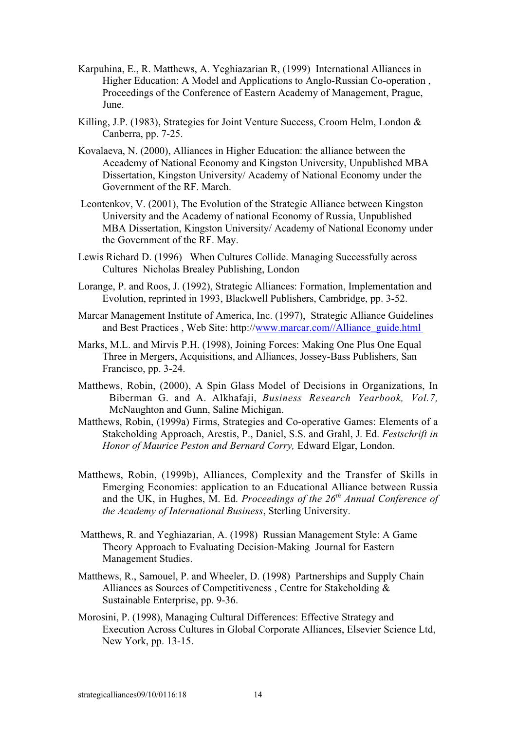Karpuhina, E., R. Matthews, A. Yeghiazarian R, (1999) International Alliances in Higher Education: A Model and Applications to Anglo-Russian Co-operation , Proceedings of the Conference of Eastern Academy of Management, Prague, June.

Killing, J.P. (1983), Strategies for Joint Venture Success, Croom Helm, London & Canberra, pp. 7-25.

Kovalaeva, N. (2000), Alliances in Higher Education: the alliance between the Aceademy of National Economy and Kingston University, Unpublished MBA Dissertation, Kingston University/ Academy of National Economy under the Government of the RF. March.

Leontenkov, V. (2001), The Evolution of the Strategic Alliance between Kingston University and the Academy of national Economy of Russia, Unpublished MBA Dissertation, Kingston University/ Academy of National Economy under the Government of the RF. May.

Lewis Richard D. (1996) When Cultures Collide. Managing Successfully across Cultures Nicholas Brealey Publishing, London

Lorange, P. and Roos, J. (1992), Strategic Alliances: Formation, Implementation and Evolution, reprinted in 1993, Blackwell Publishers, Cambridge, pp. 3-52.

Marcar Management Institute of America, Inc. (1997), Strategic Alliance Guidelines and Best Practices , Web Site: http://www.marcar.com//Alliance_guide.html

Marks, M.L. and Mirvis P.H. (1998), Joining Forces: Making One Plus One Equal Three in Mergers, Acquisitions, and Alliances, Jossey-Bass Publishers, San Francisco, pp. 3-24.

Matthews, Robin, (2000), A Spin Glass Model of Decisions in Organizations, In Biberman G. and A. Alkhafaji, *Business Research Yearbook, Vol.7,* McNaughton and Gunn, Saline Michigan.

Matthews, Robin, (1999a) Firms, Strategies and Co-operative Games: Elements of a Stakeholding Approach, Arestis, P., Daniel, S.S. and Grahl, J. Ed. *Festschrift in Honor of Maurice Peston and Bernard Corry,* Edward Elgar, London.

Matthews, Robin, (1999b), Alliances, Complexity and the Transfer of Skills in Emerging Economies: application to an Educational Alliance between Russia and the UK, in Hughes, M. Ed. *Proceedings of the 26th Annual Conference of the Academy of International Business*, Sterling University.

Matthews, R. and Yeghiazarian, A. (1998) Russian Management Style: A Game Theory Approach to Evaluating Decision-Making Journal for Eastern Management Studies.

Matthews, R., Samouel, P. and Wheeler, D. (1998) Partnerships and Supply Chain Alliances as Sources of Competitiveness , Centre for Stakeholding & Sustainable Enterprise, pp. 9-36.

Morosini, P. (1998), Managing Cultural Differences: Effective Strategy and Execution Across Cultures in Global Corporate Alliances, Elsevier Science Ltd, New York, pp. 13-15.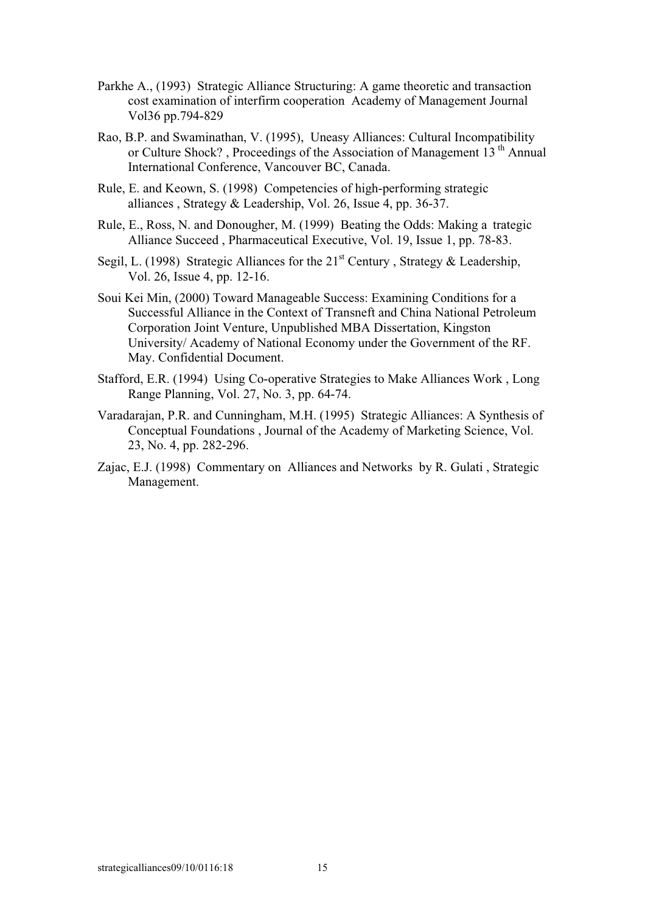Parkhe A., (1993) Strategic Alliance Structuring: A game theoretic and transaction cost examination of interfirm cooperation Academy of Management Journal Vol36 pp.794-829

Rao, B.P. and Swaminathan, V. (1995), Uneasy Alliances: Cultural Incompatibility or Culture Shock? , Proceedings of the Association of Management 13 th Annual International Conference, Vancouver BC, Canada.

Rule, E. and Keown, S. (1998) Competencies of high-performing strategic alliances , Strategy & Leadership, Vol. 26, Issue 4, pp. 36-37.

Rule, E., Ross, N. and Donougher, M. (1999) Beating the Odds: Making a trategic Alliance Succeed , Pharmaceutical Executive, Vol. 19, Issue 1, pp. 78-83.

Segil, L. (1998) Strategic Alliances for the 21st Century , Strategy & Leadership, Vol. 26, Issue 4, pp. 12-16.

Soui Kei Min, (2000) Toward Manageable Success: Examining Conditions for a Successful Alliance in the Context of Transneft and China National Petroleum Corporation Joint Venture, Unpublished MBA Dissertation, Kingston University/ Academy of National Economy under the Government of the RF. May. Confidential Document.

Stafford, E.R. (1994) Using Co-operative Strategies to Make Alliances Work , Long Range Planning, Vol. 27, No. 3, pp. 64-74.

Varadarajan, P.R. and Cunningham, M.H. (1995) Strategic Alliances: A Synthesis of Conceptual Foundations , Journal of the Academy of Marketing Science, Vol. 23, No. 4, pp. 282-296.

Zajac, E.J. (1998) Commentary on Alliances and Networks by R. Gulati , Strategic Management.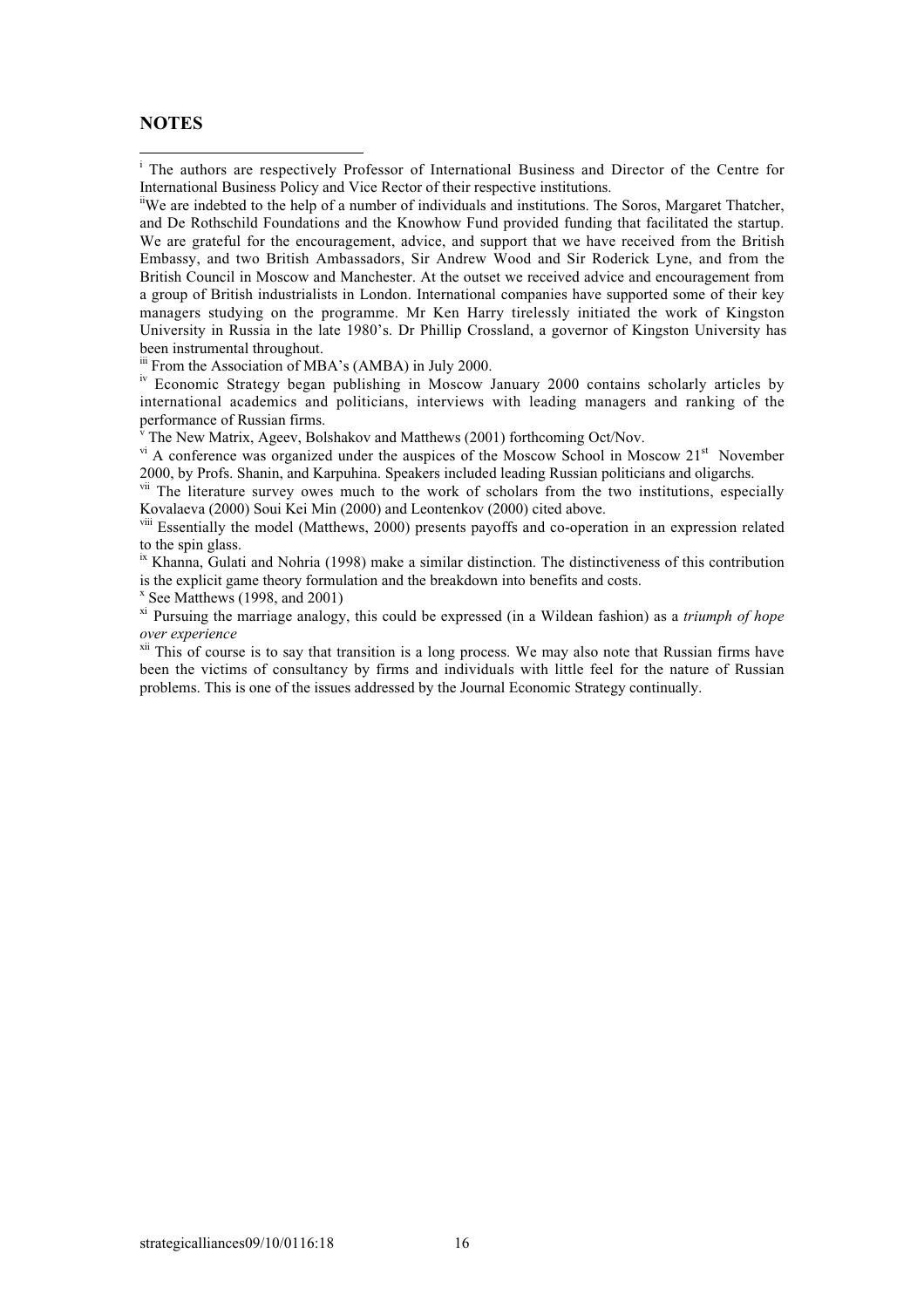## NOTES

[i] The authors are respectively Professor of International Business and Director of the Centre for International Business Policy and Vice Rector of their respective institutions.

[ii]We are indebted to the help of a number of individuals and institutions. The Soros, Margaret Thatcher, and De Rothschild Foundations and the Knowhow Fund provided funding that facilitated the startup. We are grateful for the encouragement, advice, and support that we have received from the British Embassy, and two British Ambassadors, Sir Andrew Wood and Sir Roderick Lyne, and from the British Council in Moscow and Manchester. At the outset we received advice and encouragement from a group of British industrialists in London. International companies have supported some of their key managers studying on the programme. Mr Ken Harry tirelessly initiated the work of Kingston University in Russia in the late 1980's. Dr Phillip Crossland, a governor of Kingston University has been instrumental throughout.

[iii] From the Association of MBA's (AMBA) in July 2000.

[iv] Economic Strategy began publishing in Moscow January 2000 contains scholarly articles by international academics and politicians, interviews with leading managers and ranking of the performance of Russian firms.

[v] The New Matrix, Ageev, Bolshakov and Matthews (2001) forthcoming Oct/Nov.

[vi] A conference was organized under the auspices of the Moscow School in Moscow 21st November 2000, by Profs. Shanin, and Karpuhina. Speakers included leading Russian politicians and oligarchs.

[vii] The literature survey owes much to the work of scholars from the two institutions, especially Kovalaeva (2000) Soui Kei Min (2000) and Leontenkov (2000) cited above.

[viii] Essentially the model (Matthews, 2000) presents payoffs and co-operation in an expression related to the spin glass.

[ix] Khanna, Gulati and Nohria (1998) make a similar distinction. The distinctiveness of this contribution is the explicit game theory formulation and the breakdown into benefits and costs.

[x] See Matthews (1998, and 2001)

[xi] Pursuing the marriage analogy, this could be expressed (in a Wildean fashion) as a *triumph of hope over experience*

[xii] This of course is to say that transition is a long process. We may also note that Russian firms have been the victims of consultancy by firms and individuals with little feel for the nature of Russian problems. This is one of the issues addressed by the Journal Economic Strategy continually.